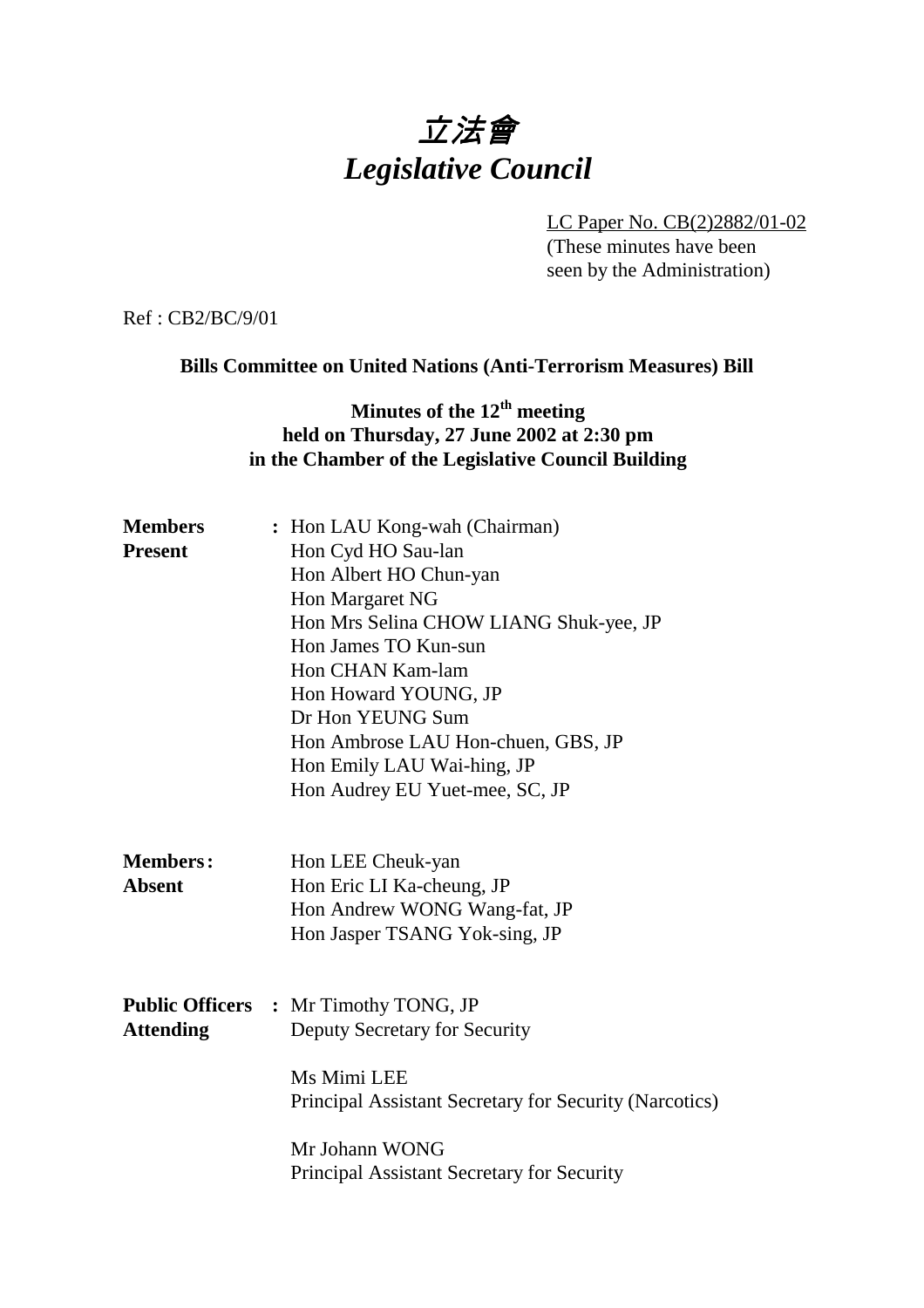# *立法會*
# *Legislative Council*

LC Paper No. CB(2)2882/01-02
(These minutes have been seen by the Administration)

Ref : CB2/BC/9/01

**Bills Committee on United Nations (Anti-Terrorism Measures) Bill**

**Minutes of the 12th meeting held on Thursday, 27 June 2002 at 2:30 pm in the Chamber of the Legislative Council Building**

| | | |
|---|---|---|
| **Members Present** | : | Hon LAU Kong-wah (Chairman)<br>Hon Cyd HO Sau-lan<br>Hon Albert HO Chun-yan<br>Hon Margaret NG<br>Hon Mrs Selina CHOW LIANG Shuk-yee, JP<br>Hon James TO Kun-sun<br>Hon CHAN Kam-lam<br>Hon Howard YOUNG, JP<br>Dr Hon YEUNG Sum<br>Hon Ambrose LAU Hon-chuen, GBS, JP<br>Hon Emily LAU Wai-hing, JP<br>Hon Audrey EU Yuet-mee, SC, JP |
| **Members Absent** | : | Hon LEE Cheuk-yan<br>Hon Eric LI Ka-cheung, JP<br>Hon Andrew WONG Wang-fat, JP<br>Hon Jasper TSANG Yok-sing, JP |
| **Public Officers Attending** | : | Mr Timothy TONG, JP<br>Deputy Secretary for Security<br><br>Ms Mimi LEE<br>Principal Assistant Secretary for Security (Narcotics)<br><br>Mr Johann WONG<br>Principal Assistant Secretary for Security |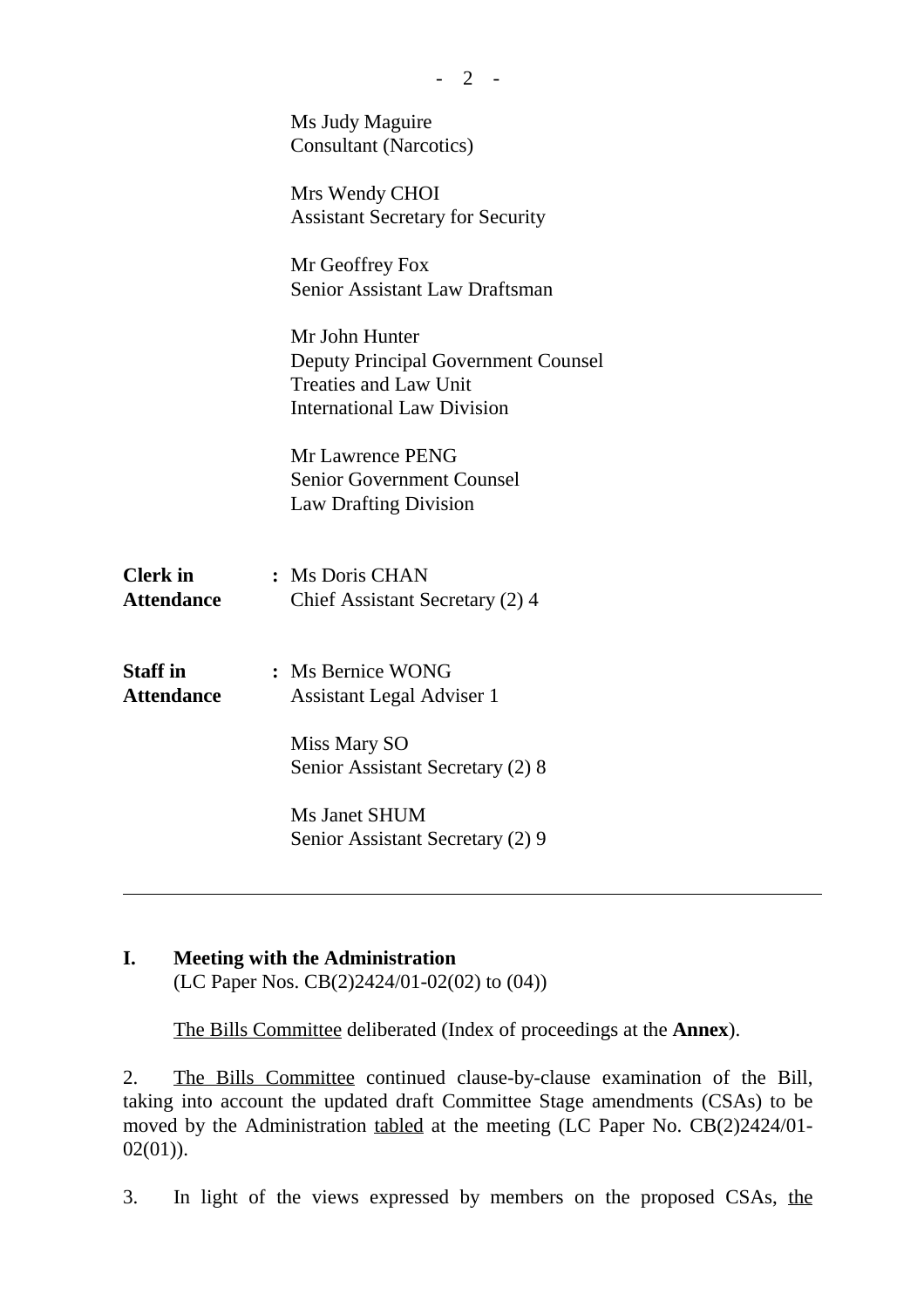Ms Judy Maguire
Consultant (Narcotics)

Mrs Wendy CHOI
Assistant Secretary for Security

Mr Geoffrey Fox
Senior Assistant Law Draftsman

Mr John Hunter
Deputy Principal Government Counsel
Treaties and Law Unit
International Law Division

Mr Lawrence PENG
Senior Government Counsel
Law Drafting Division

**Clerk in Attendance** : Ms Doris CHAN
Chief Assistant Secretary (2) 4

**Staff in Attendance** : Ms Bernice WONG
Assistant Legal Adviser 1

Miss Mary SO
Senior Assistant Secretary (2) 8

Ms Janet SHUM
Senior Assistant Secretary (2) 9

---

**I. Meeting with the Administration**
(LC Paper Nos. CB(2)2424/01-02(02) to (04))

The Bills Committee deliberated (Index of proceedings at the **Annex**).

2. The Bills Committee continued clause-by-clause examination of the Bill, taking into account the updated draft Committee Stage amendments (CSAs) to be moved by the Administration tabled at the meeting (LC Paper No. CB(2)2424/01-02(01)).

3. In light of the views expressed by members on the proposed CSAs, the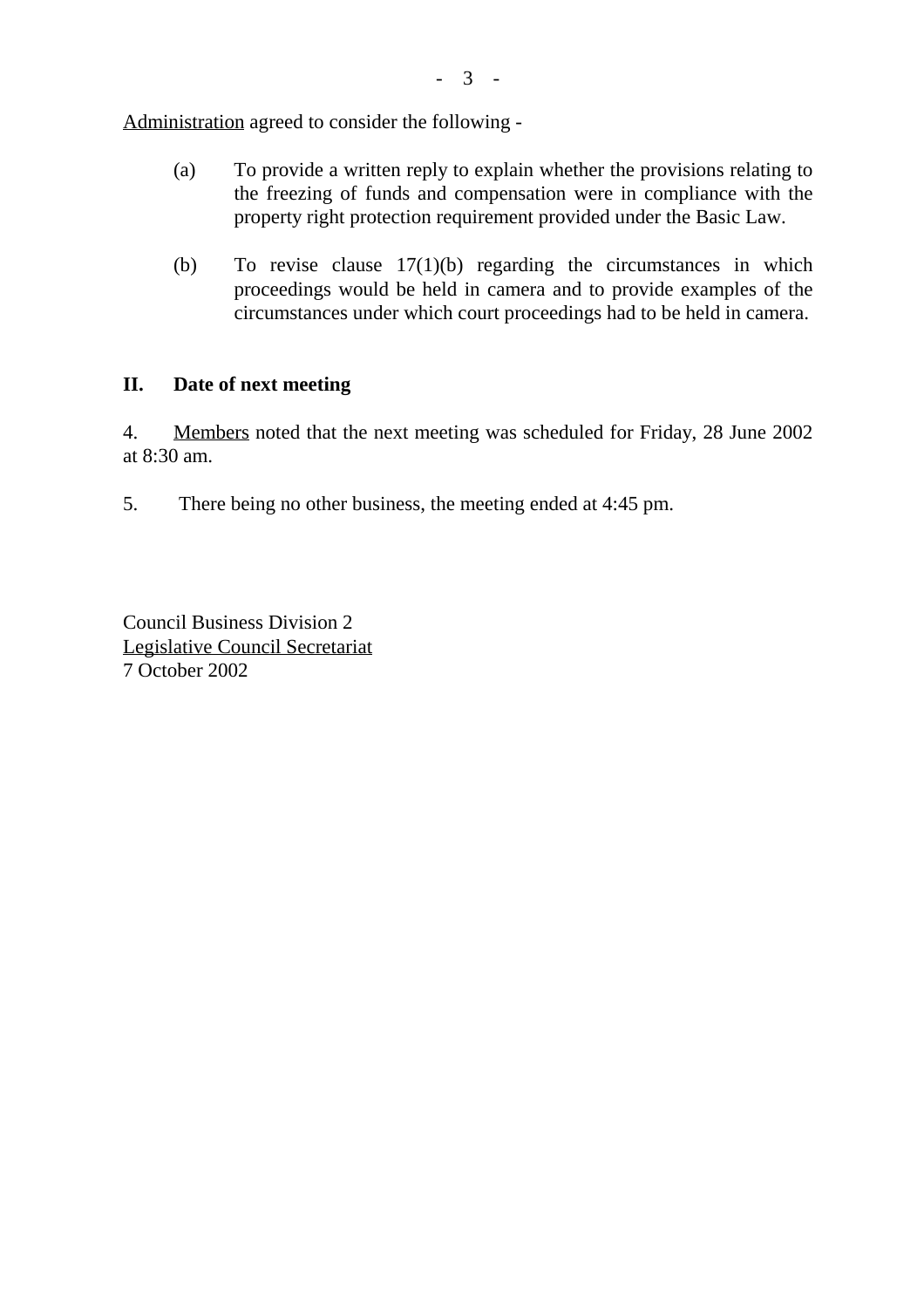Administration agreed to consider the following -

(a) To provide a written reply to explain whether the provisions relating to the freezing of funds and compensation were in compliance with the property right protection requirement provided under the Basic Law.

(b) To revise clause 17(1)(b) regarding the circumstances in which proceedings would be held in camera and to provide examples of the circumstances under which court proceedings had to be held in camera.

## II. Date of next meeting

4. Members noted that the next meeting was scheduled for Friday, 28 June 2002 at 8:30 am.

5. There being no other business, the meeting ended at 4:45 pm.

Council Business Division 2
Legislative Council Secretariat
7 October 2002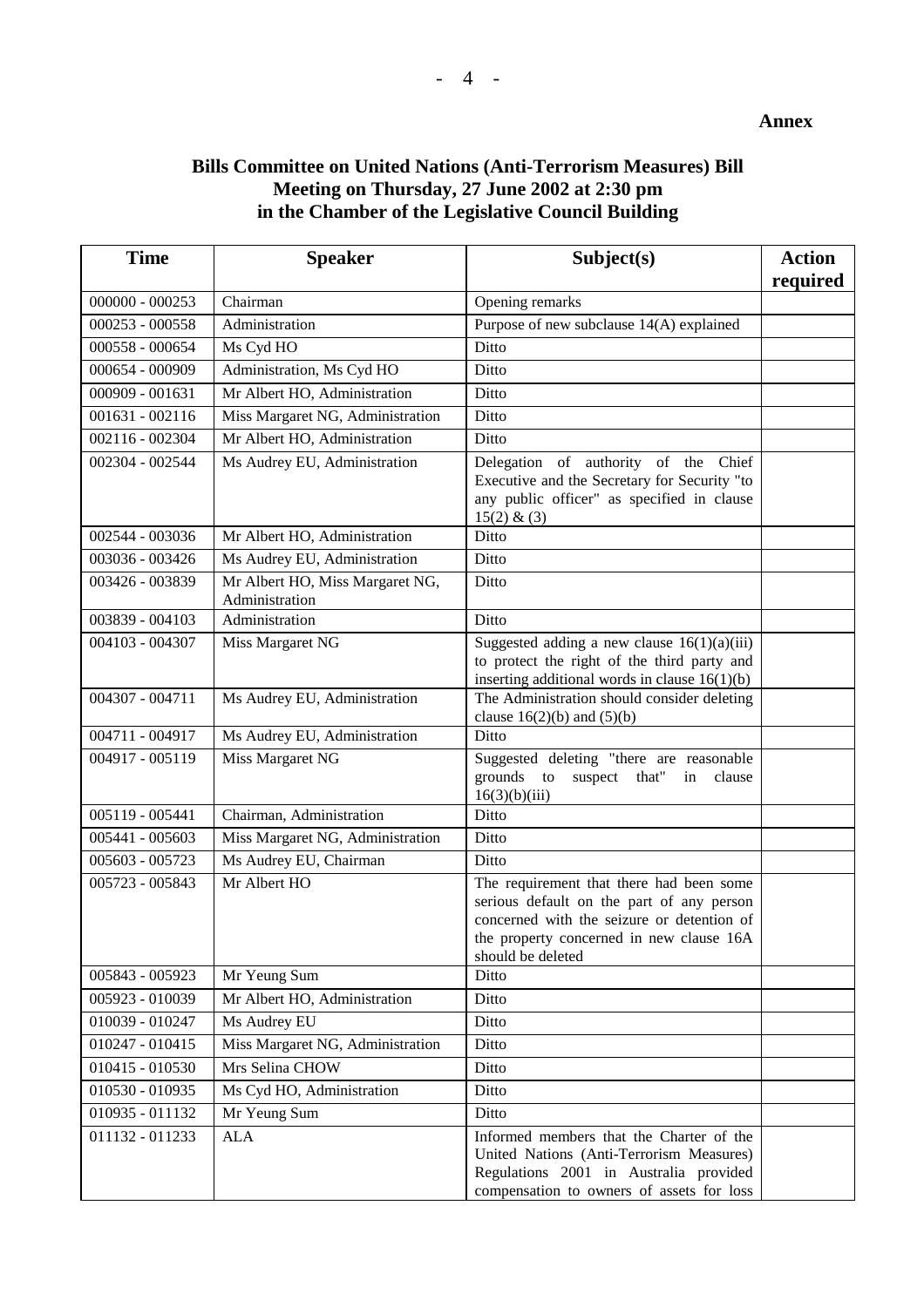**Annex**

# Bills Committee on United Nations (Anti-Terrorism Measures) Bill
## Meeting on Thursday, 27 June 2002 at 2:30 pm
## in the Chamber of the Legislative Council Building

| Time | Speaker | Subject(s) | Action required |
|---|---|---|---|
| 000000 - 000253 | Chairman | Opening remarks | |
| 000253 - 000558 | Administration | Purpose of new subclause 14(A) explained | |
| 000558 - 000654 | Ms Cyd HO | Ditto | |
| 000654 - 000909 | Administration, Ms Cyd HO | Ditto | |
| 000909 - 001631 | Mr Albert HO, Administration | Ditto | |
| 001631 - 002116 | Miss Margaret NG, Administration | Ditto | |
| 002116 - 002304 | Mr Albert HO, Administration | Ditto | |
| 002304 - 002544 | Ms Audrey EU, Administration | Delegation of authority of the Chief Executive and the Secretary for Security "to any public officer" as specified in clause 15(2) & (3) | |
| 002544 - 003036 | Mr Albert HO, Administration | Ditto | |
| 003036 - 003426 | Ms Audrey EU, Administration | Ditto | |
| 003426 - 003839 | Mr Albert HO, Miss Margaret NG, Administration | Ditto | |
| 003839 - 004103 | Administration | Ditto | |
| 004103 - 004307 | Miss Margaret NG | Suggested adding a new clause 16(1)(a)(iii) to protect the right of the third party and inserting additional words in clause 16(1)(b) | |
| 004307 - 004711 | Ms Audrey EU, Administration | The Administration should consider deleting clause 16(2)(b) and (5)(b) | |
| 004711 - 004917 | Ms Audrey EU, Administration | Ditto | |
| 004917 - 005119 | Miss Margaret NG | Suggested deleting "there are reasonable grounds to suspect that" in clause 16(3)(b)(iii) | |
| 005119 - 005441 | Chairman, Administration | Ditto | |
| 005441 - 005603 | Miss Margaret NG, Administration | Ditto | |
| 005603 - 005723 | Ms Audrey EU, Chairman | Ditto | |
| 005723 - 005843 | Mr Albert HO | The requirement that there had been some serious default on the part of any person concerned with the seizure or detention of the property concerned in new clause 16A should be deleted | |
| 005843 - 005923 | Mr Yeung Sum | Ditto | |
| 005923 - 010039 | Mr Albert HO, Administration | Ditto | |
| 010039 - 010247 | Ms Audrey EU | Ditto | |
| 010247 - 010415 | Miss Margaret NG, Administration | Ditto | |
| 010415 - 010530 | Mrs Selina CHOW | Ditto | |
| 010530 - 010935 | Ms Cyd HO, Administration | Ditto | |
| 010935 - 011132 | Mr Yeung Sum | Ditto | |
| 011132 - 011233 | ALA | Informed members that the Charter of the United Nations (Anti-Terrorism Measures) Regulations 2001 in Australia provided compensation to owners of assets for loss | |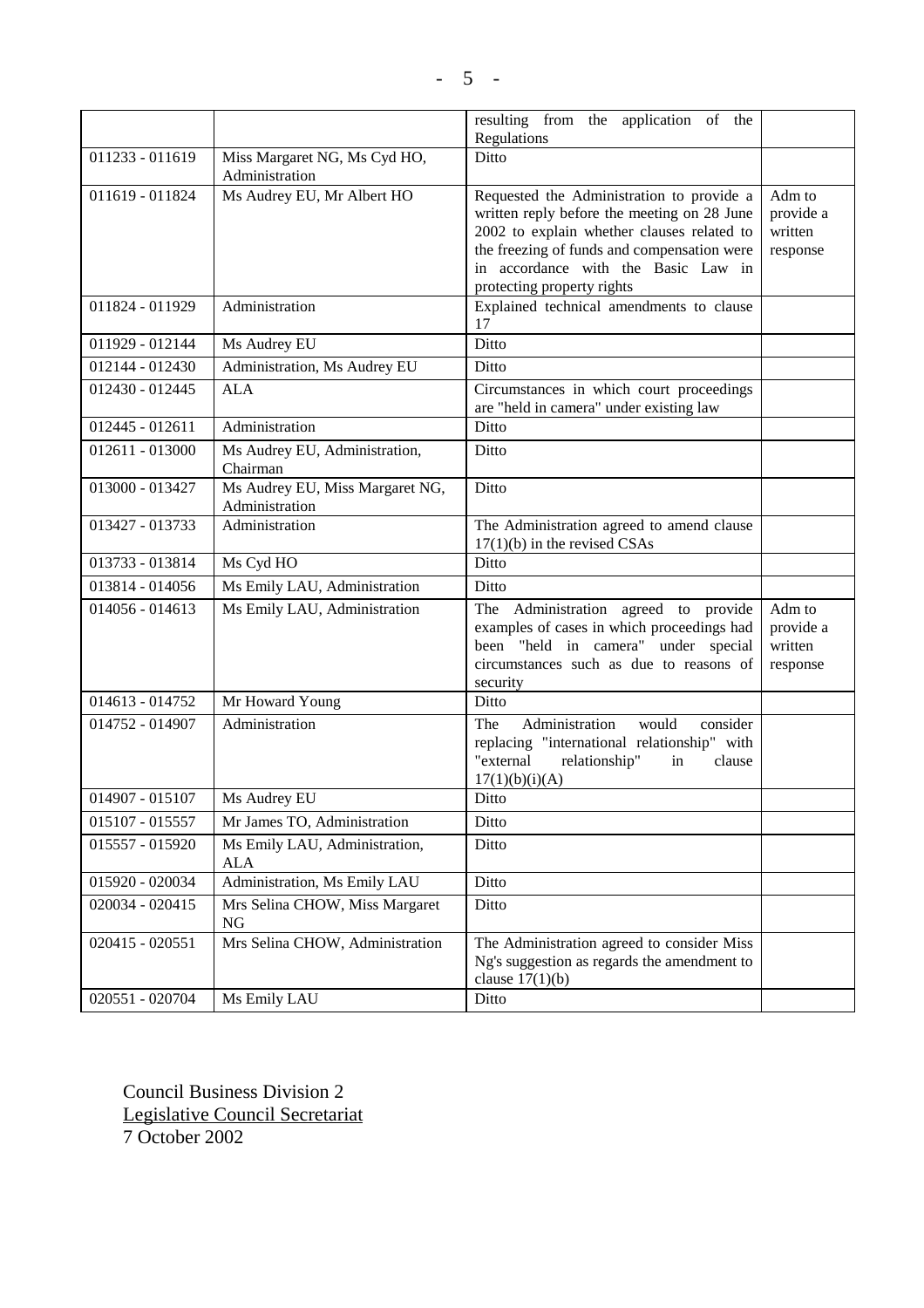| | | | |
|---|---|---|---|
| | | resulting from the application of the Regulations | |
| 011233 - 011619 | Miss Margaret NG, Ms Cyd HO, Administration | Ditto | |
| 011619 - 011824 | Ms Audrey EU, Mr Albert HO | Requested the Administration to provide a written reply before the meeting on 28 June 2002 to explain whether clauses related to the freezing of funds and compensation were in accordance with the Basic Law in protecting property rights | Adm to provide a written response |
| 011824 - 011929 | Administration | Explained technical amendments to clause 17 | |
| 011929 - 012144 | Ms Audrey EU | Ditto | |
| 012144 - 012430 | Administration, Ms Audrey EU | Ditto | |
| 012430 - 012445 | ALA | Circumstances in which court proceedings are "held in camera" under existing law | |
| 012445 - 012611 | Administration | Ditto | |
| 012611 - 013000 | Ms Audrey EU, Administration, Chairman | Ditto | |
| 013000 - 013427 | Ms Audrey EU, Miss Margaret NG, Administration | Ditto | |
| 013427 - 013733 | Administration | The Administration agreed to amend clause 17(1)(b) in the revised CSAs | |
| 013733 - 013814 | Ms Cyd HO | Ditto | |
| 013814 - 014056 | Ms Emily LAU, Administration | Ditto | |
| 014056 - 014613 | Ms Emily LAU, Administration | The Administration agreed to provide examples of cases in which proceedings had been "held in camera" under special circumstances such as due to reasons of security | Adm to provide a written response |
| 014613 - 014752 | Mr Howard Young | Ditto | |
| 014752 - 014907 | Administration | The Administration would consider replacing "international relationship" with "external relationship" in clause 17(1)(b)(i)(A) | |
| 014907 - 015107 | Ms Audrey EU | Ditto | |
| 015107 - 015557 | Mr James TO, Administration | Ditto | |
| 015557 - 015920 | Ms Emily LAU, Administration, ALA | Ditto | |
| 015920 - 020034 | Administration, Ms Emily LAU | Ditto | |
| 020034 - 020415 | Mrs Selina CHOW, Miss Margaret NG | Ditto | |
| 020415 - 020551 | Mrs Selina CHOW, Administration | The Administration agreed to consider Miss Ng's suggestion as regards the amendment to clause 17(1)(b) | |
| 020551 - 020704 | Ms Emily LAU | Ditto | |

Council Business Division 2
Legislative Council Secretariat
7 October 2002